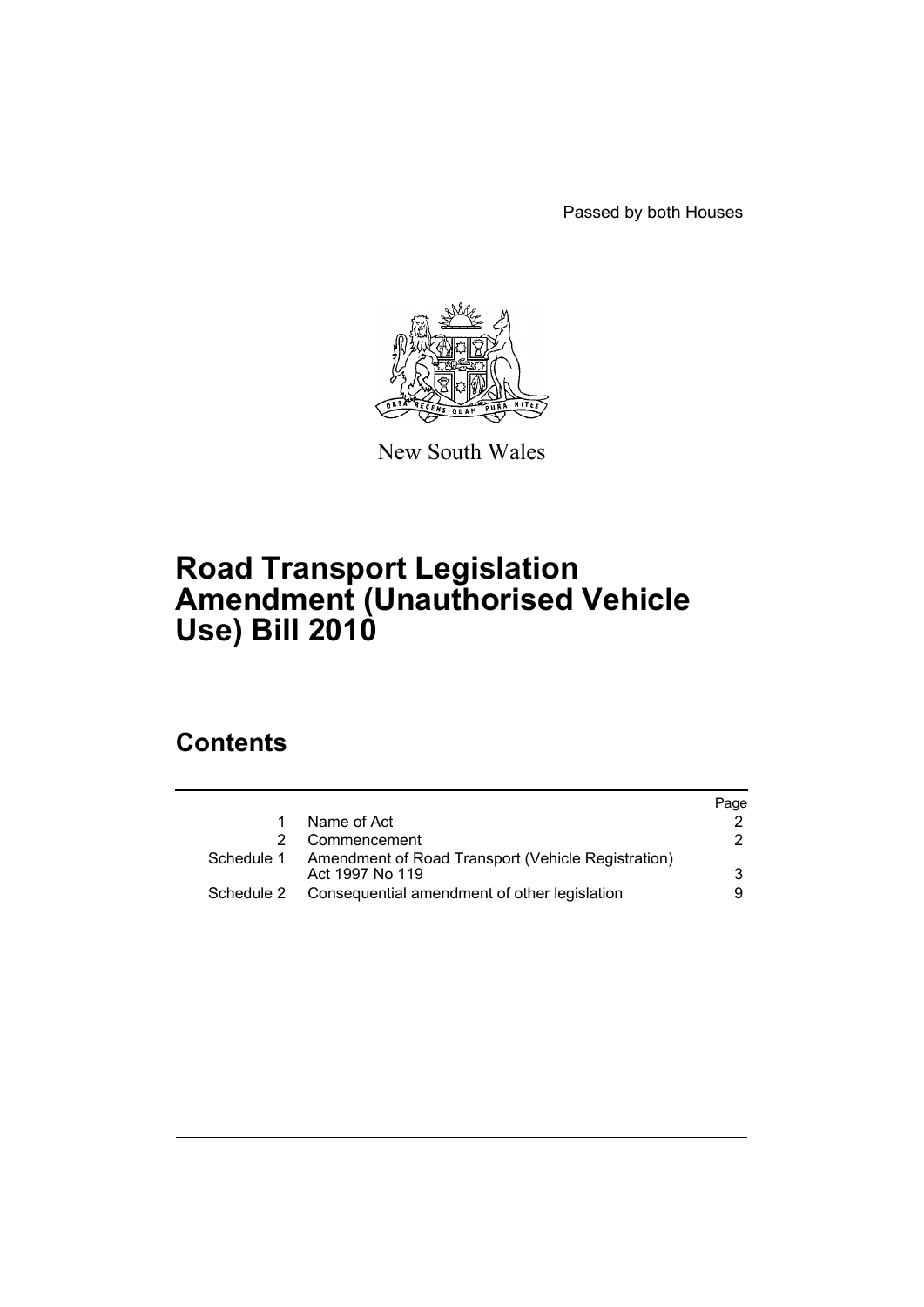Passed by both Houses

New South Wales

# Road Transport Legislation Amendment (Unauthorised Vehicle Use) Bill 2010

## Contents

| | | Page |
|---|---|---|
| 1 | Name of Act | 2 |
| 2 | Commencement | 2 |
| Schedule 1 | Amendment of Road Transport (Vehicle Registration) Act 1997 No 119 | 3 |
| Schedule 2 | Consequential amendment of other legislation | 9 |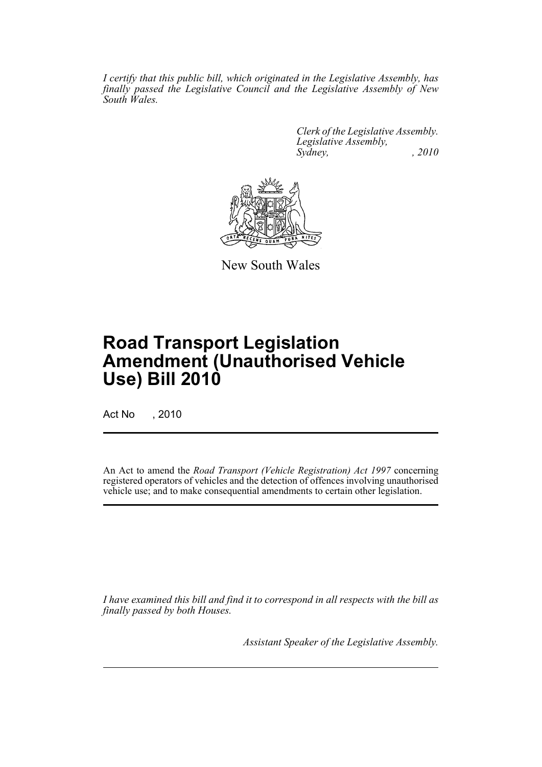*I certify that this public bill, which originated in the Legislative Assembly, has finally passed the Legislative Council and the Legislative Assembly of New South Wales.*

*Clerk of the Legislative Assembly.*
*Legislative Assembly,*
*Sydney, , 2010*

New South Wales

# Road Transport Legislation Amendment (Unauthorised Vehicle Use) Bill 2010

Act No , 2010

An Act to amend the *Road Transport (Vehicle Registration) Act 1997* concerning registered operators of vehicles and the detection of offences involving unauthorised vehicle use; and to make consequential amendments to certain other legislation.

*I have examined this bill and find it to correspond in all respects with the bill as finally passed by both Houses.*

*Assistant Speaker of the Legislative Assembly.*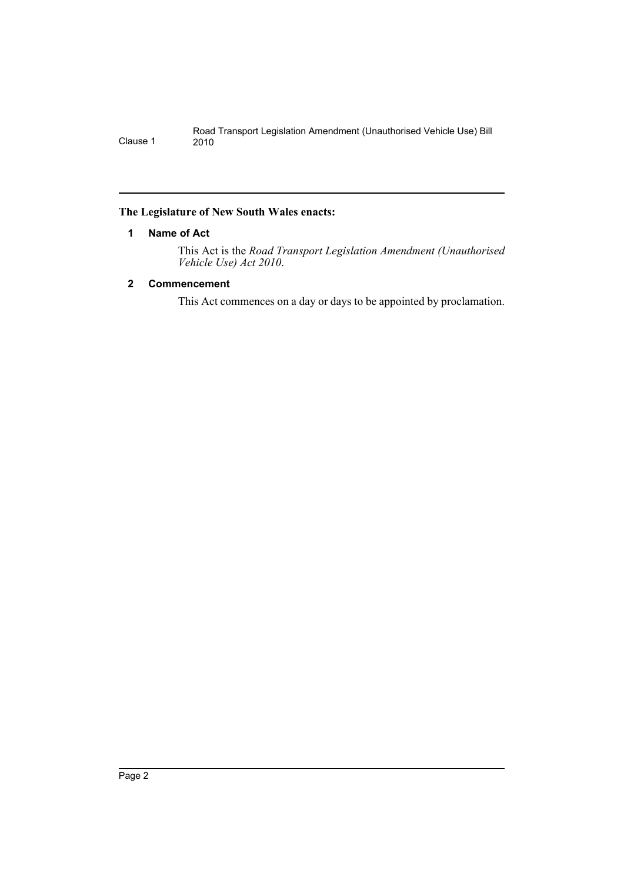**The Legislature of New South Wales enacts:**

### 1 Name of Act

This Act is the *Road Transport Legislation Amendment (Unauthorised Vehicle Use) Act 2010*.

### 2 Commencement

This Act commences on a day or days to be appointed by proclamation.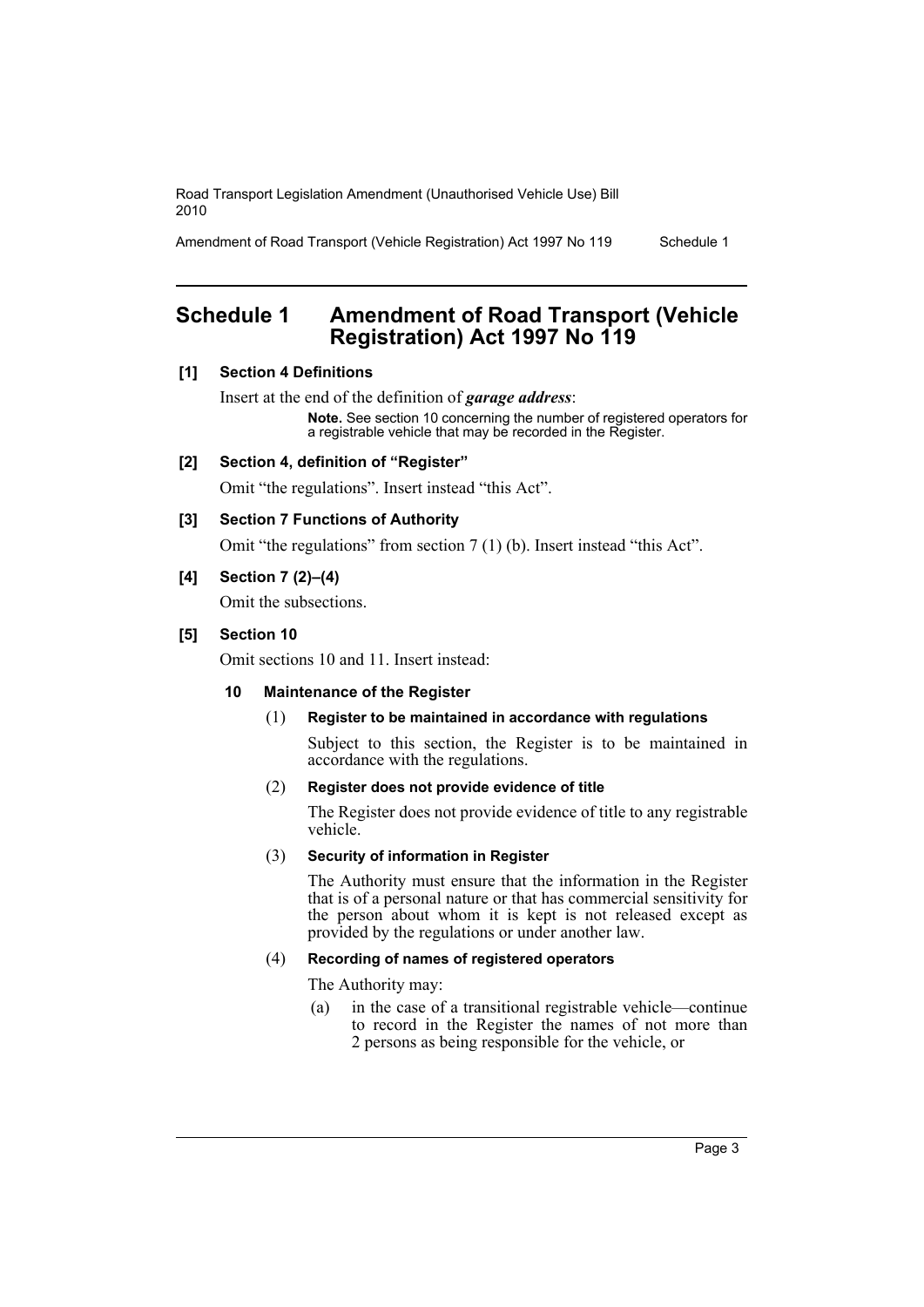## Schedule 1 Amendment of Road Transport (Vehicle Registration) Act 1997 No 119

**[1] Section 4 Definitions**

Insert at the end of the definition of ***garage address***:

> **Note.** See section 10 concerning the number of registered operators for a registrable vehicle that may be recorded in the Register.

**[2] Section 4, definition of "Register"**

Omit "the regulations". Insert instead "this Act".

**[3] Section 7 Functions of Authority**

Omit "the regulations" from section 7 (1) (b). Insert instead "this Act".

**[4] Section 7 (2)–(4)**

Omit the subsections.

**[5] Section 10**

Omit sections 10 and 11. Insert instead:

**10 Maintenance of the Register**

(1) **Register to be maintained in accordance with regulations**

Subject to this section, the Register is to be maintained in accordance with the regulations.

(2) **Register does not provide evidence of title**

The Register does not provide evidence of title to any registrable vehicle.

(3) **Security of information in Register**

The Authority must ensure that the information in the Register that is of a personal nature or that has commercial sensitivity for the person about whom it is kept is not released except as provided by the regulations or under another law.

(4) **Recording of names of registered operators**

The Authority may:

(a) in the case of a transitional registrable vehicle—continue to record in the Register the names of not more than 2 persons as being responsible for the vehicle, or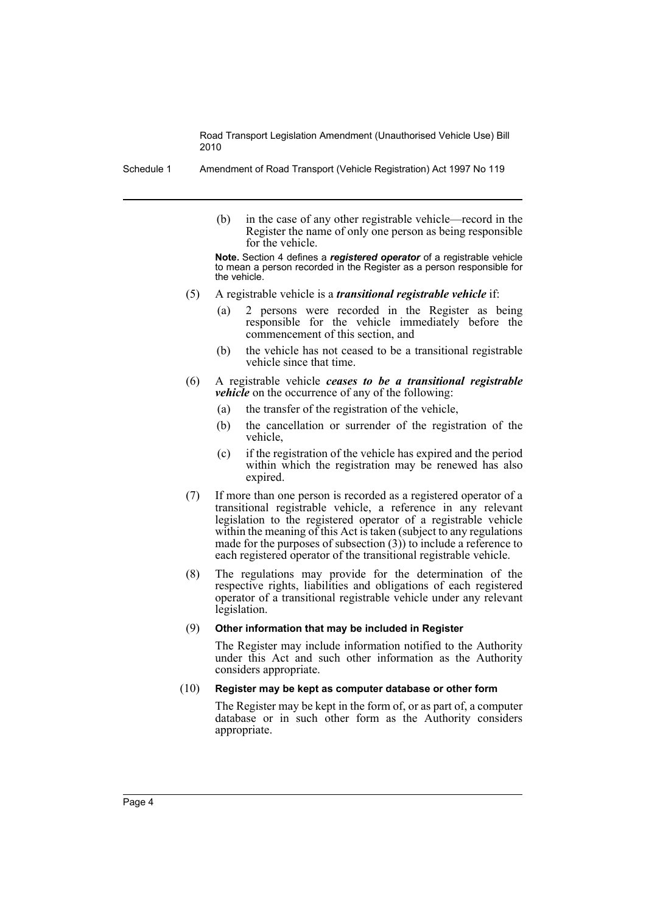(b) in the case of any other registrable vehicle—record in the Register the name of only one person as being responsible for the vehicle.

**Note.** Section 4 defines a ***registered operator*** of a registrable vehicle to mean a person recorded in the Register as a person responsible for the vehicle.

(5) A registrable vehicle is a ***transitional registrable vehicle*** if:

(a) 2 persons were recorded in the Register as being responsible for the vehicle immediately before the commencement of this section, and

(b) the vehicle has not ceased to be a transitional registrable vehicle since that time.

(6) A registrable vehicle ***ceases to be a transitional registrable vehicle*** on the occurrence of any of the following:

(a) the transfer of the registration of the vehicle,

(b) the cancellation or surrender of the registration of the vehicle,

(c) if the registration of the vehicle has expired and the period within which the registration may be renewed has also expired.

(7) If more than one person is recorded as a registered operator of a transitional registrable vehicle, a reference in any relevant legislation to the registered operator of a registrable vehicle within the meaning of this Act is taken (subject to any regulations made for the purposes of subsection (3)) to include a reference to each registered operator of the transitional registrable vehicle.

(8) The regulations may provide for the determination of the respective rights, liabilities and obligations of each registered operator of a transitional registrable vehicle under any relevant legislation.

(9) **Other information that may be included in Register**

The Register may include information notified to the Authority under this Act and such other information as the Authority considers appropriate.

(10) **Register may be kept as computer database or other form**

The Register may be kept in the form of, or as part of, a computer database or in such other form as the Authority considers appropriate.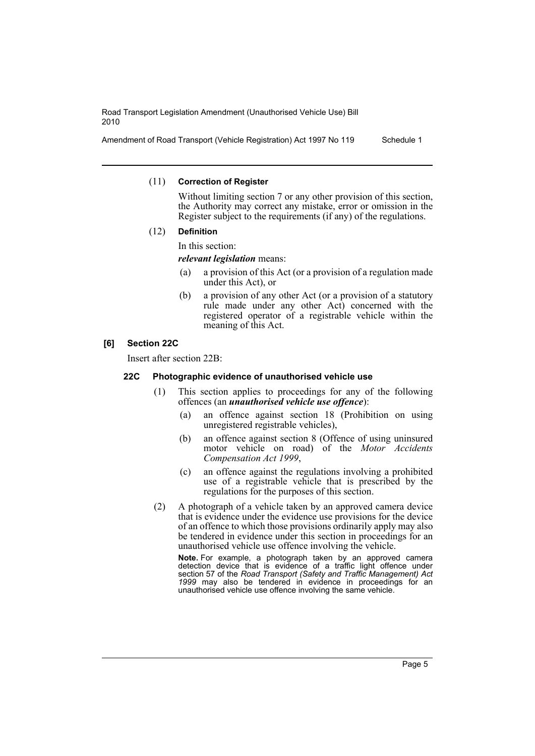(11) **Correction of Register**

Without limiting section 7 or any other provision of this section, the Authority may correct any mistake, error or omission in the Register subject to the requirements (if any) of the regulations.

(12) **Definition**

In this section:

***relevant legislation*** means:

- (a) a provision of this Act (or a provision of a regulation made under this Act), or
- (b) a provision of any other Act (or a provision of a statutory rule made under any other Act) concerned with the registered operator of a registrable vehicle within the meaning of this Act.

### [6] Section 22C

Insert after section 22B:

#### 22C Photographic evidence of unauthorised vehicle use

(1) This section applies to proceedings for any of the following offences (an ***unauthorised vehicle use offence***):

- (a) an offence against section 18 (Prohibition on using unregistered registrable vehicles),
- (b) an offence against section 8 (Offence of using uninsured motor vehicle on road) of the *Motor Accidents Compensation Act 1999*,
- (c) an offence against the regulations involving a prohibited use of a registrable vehicle that is prescribed by the regulations for the purposes of this section.

(2) A photograph of a vehicle taken by an approved camera device that is evidence under the evidence use provisions for the device of an offence to which those provisions ordinarily apply may also be tendered in evidence under this section in proceedings for an unauthorised vehicle use offence involving the vehicle.

**Note.** For example, a photograph taken by an approved camera detection device that is evidence of a traffic light offence under section 57 of the *Road Transport (Safety and Traffic Management) Act 1999* may also be tendered in evidence in proceedings for an unauthorised vehicle use offence involving the same vehicle.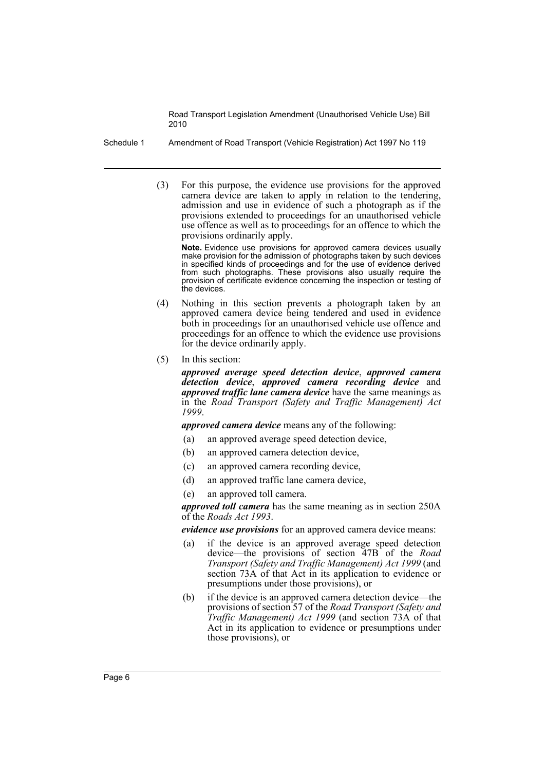(3) For this purpose, the evidence use provisions for the approved camera device are taken to apply in relation to the tendering, admission and use in evidence of such a photograph as if the provisions extended to proceedings for an unauthorised vehicle use offence as well as to proceedings for an offence to which the provisions ordinarily apply.

**Note.** Evidence use provisions for approved camera devices usually make provision for the admission of photographs taken by such devices in specified kinds of proceedings and for the use of evidence derived from such photographs. These provisions also usually require the provision of certificate evidence concerning the inspection or testing of the devices.

(4) Nothing in this section prevents a photograph taken by an approved camera device being tendered and used in evidence both in proceedings for an unauthorised vehicle use offence and proceedings for an offence to which the evidence use provisions for the device ordinarily apply.

(5) In this section:

***approved average speed detection device***, ***approved camera detection device***, ***approved camera recording device*** and ***approved traffic lane camera device*** have the same meanings as in the *Road Transport (Safety and Traffic Management) Act 1999*.

***approved camera device*** means any of the following:

- (a) an approved average speed detection device,
- (b) an approved camera detection device,
- (c) an approved camera recording device,
- (d) an approved traffic lane camera device,
- (e) an approved toll camera.

***approved toll camera*** has the same meaning as in section 250A of the *Roads Act 1993*.

***evidence use provisions*** for an approved camera device means:

- (a) if the device is an approved average speed detection device—the provisions of section 47B of the *Road Transport (Safety and Traffic Management) Act 1999* (and section 73A of that Act in its application to evidence or presumptions under those provisions), or
- (b) if the device is an approved camera detection device—the provisions of section 57 of the *Road Transport (Safety and Traffic Management) Act 1999* (and section 73A of that Act in its application to evidence or presumptions under those provisions), or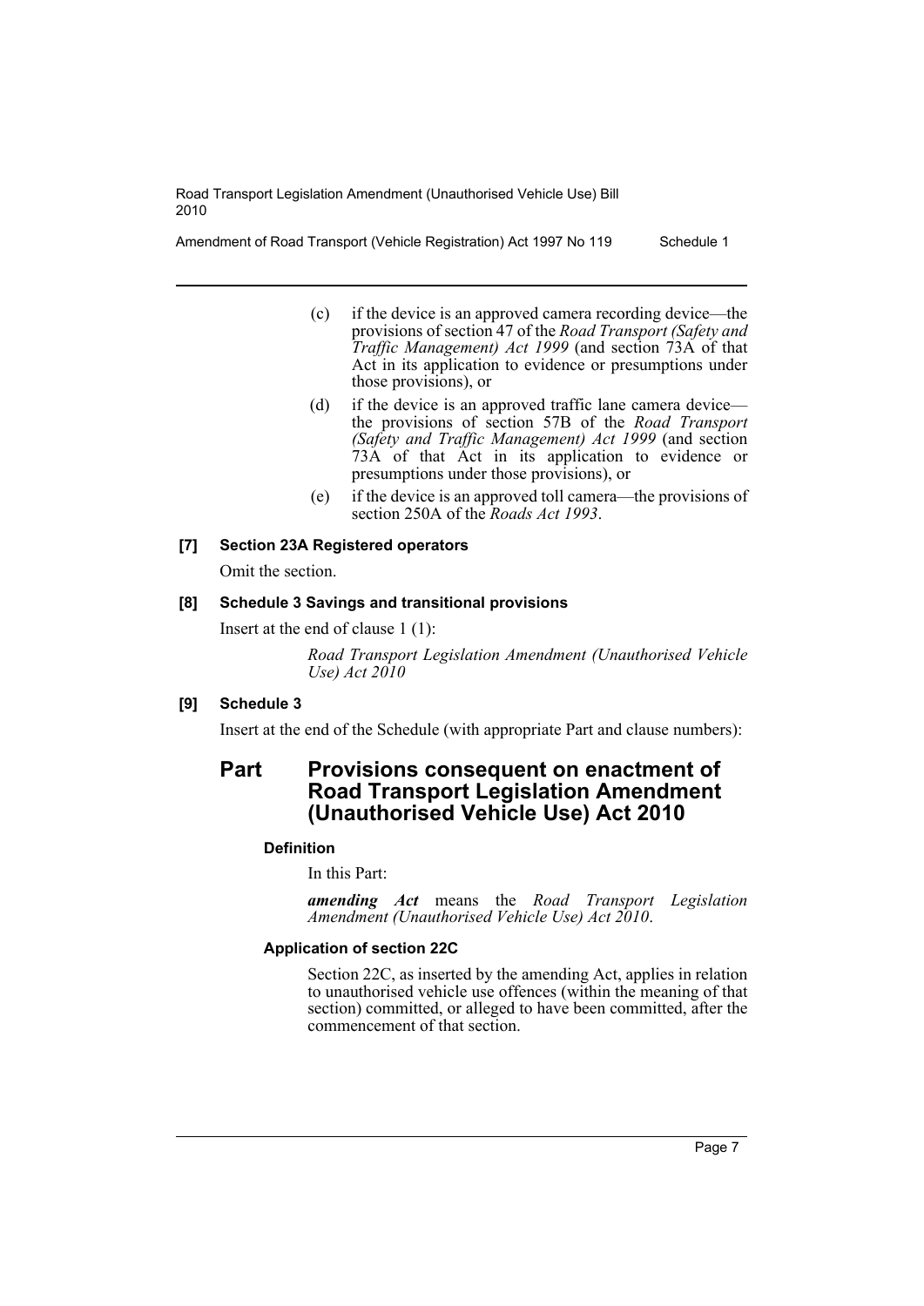(c) if the device is an approved camera recording device—the provisions of section 47 of the *Road Transport (Safety and Traffic Management) Act 1999* (and section 73A of that Act in its application to evidence or presumptions under those provisions), or

(d) if the device is an approved traffic lane camera device—the provisions of section 57B of the *Road Transport (Safety and Traffic Management) Act 1999* (and section 73A of that Act in its application to evidence or presumptions under those provisions), or

(e) if the device is an approved toll camera—the provisions of section 250A of the *Roads Act 1993*.

#### [7] Section 23A Registered operators

Omit the section.

#### [8] Schedule 3 Savings and transitional provisions

Insert at the end of clause 1 (1):

*Road Transport Legislation Amendment (Unauthorised Vehicle Use) Act 2010*

#### [9] Schedule 3

Insert at the end of the Schedule (with appropriate Part and clause numbers):

## Part Provisions consequent on enactment of Road Transport Legislation Amendment (Unauthorised Vehicle Use) Act 2010

**Definition**

In this Part:

***amending Act*** means the *Road Transport Legislation Amendment (Unauthorised Vehicle Use) Act 2010*.

**Application of section 22C**

Section 22C, as inserted by the amending Act, applies in relation to unauthorised vehicle use offences (within the meaning of that section) committed, or alleged to have been committed, after the commencement of that section.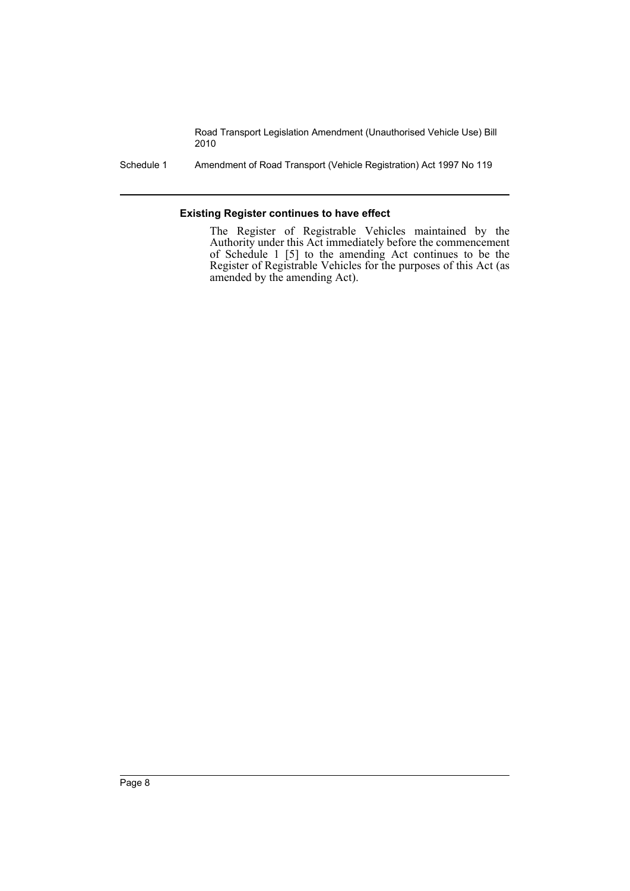#### Existing Register continues to have effect

The Register of Registrable Vehicles maintained by the Authority under this Act immediately before the commencement of Schedule 1 [5] to the amending Act continues to be the Register of Registrable Vehicles for the purposes of this Act (as amended by the amending Act).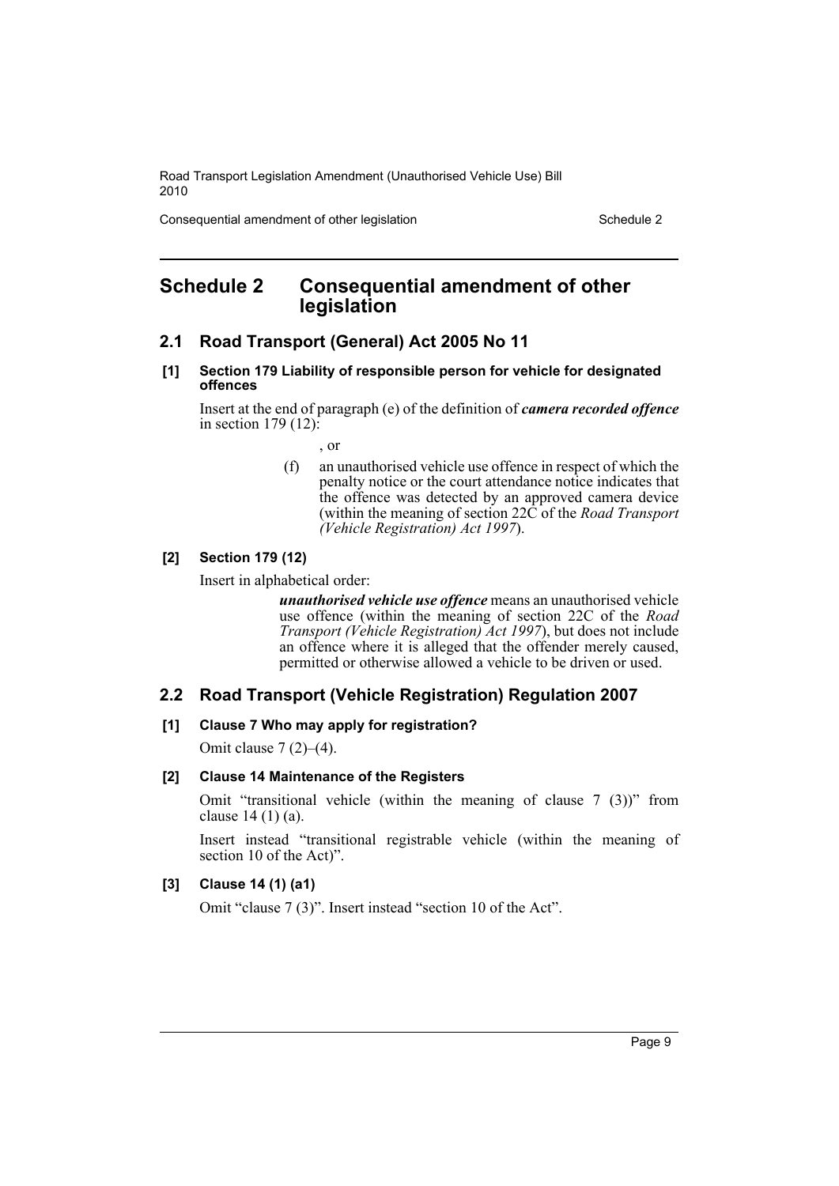# Schedule 2 Consequential amendment of other legislation

## 2.1 Road Transport (General) Act 2005 No 11

### [1] Section 179 Liability of responsible person for vehicle for designated offences

Insert at the end of paragraph (e) of the definition of ***camera recorded offence*** in section 179 (12):

, or

(f) an unauthorised vehicle use offence in respect of which the penalty notice or the court attendance notice indicates that the offence was detected by an approved camera device (within the meaning of section 22C of the *Road Transport (Vehicle Registration) Act 1997*).

### [2] Section 179 (12)

Insert in alphabetical order:

***unauthorised vehicle use offence*** means an unauthorised vehicle use offence (within the meaning of section 22C of the *Road Transport (Vehicle Registration) Act 1997*), but does not include an offence where it is alleged that the offender merely caused, permitted or otherwise allowed a vehicle to be driven or used.

## 2.2 Road Transport (Vehicle Registration) Regulation 2007

### [1] Clause 7 Who may apply for registration?

Omit clause 7 (2)–(4).

### [2] Clause 14 Maintenance of the Registers

Omit "transitional vehicle (within the meaning of clause 7 (3))" from clause 14 (1) (a).

Insert instead "transitional registrable vehicle (within the meaning of section 10 of the Act)".

### [3] Clause 14 (1) (a1)

Omit "clause 7 (3)". Insert instead "section 10 of the Act".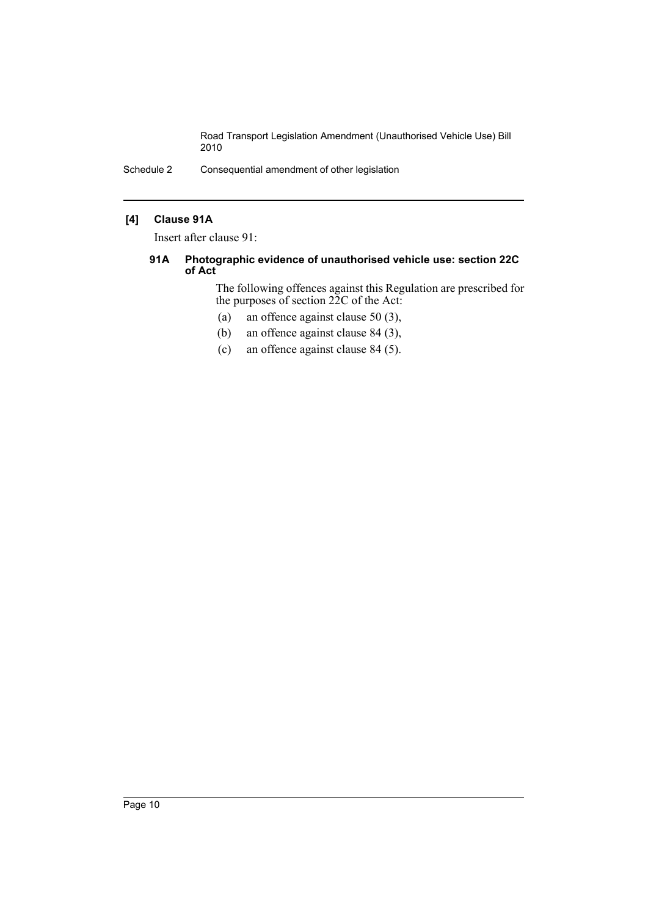**[4] Clause 91A**

Insert after clause 91:

**91A Photographic evidence of unauthorised vehicle use: section 22C of Act**

The following offences against this Regulation are prescribed for the purposes of section 22C of the Act:

(a) an offence against clause 50 (3),

(b) an offence against clause 84 (3),

(c) an offence against clause 84 (5).